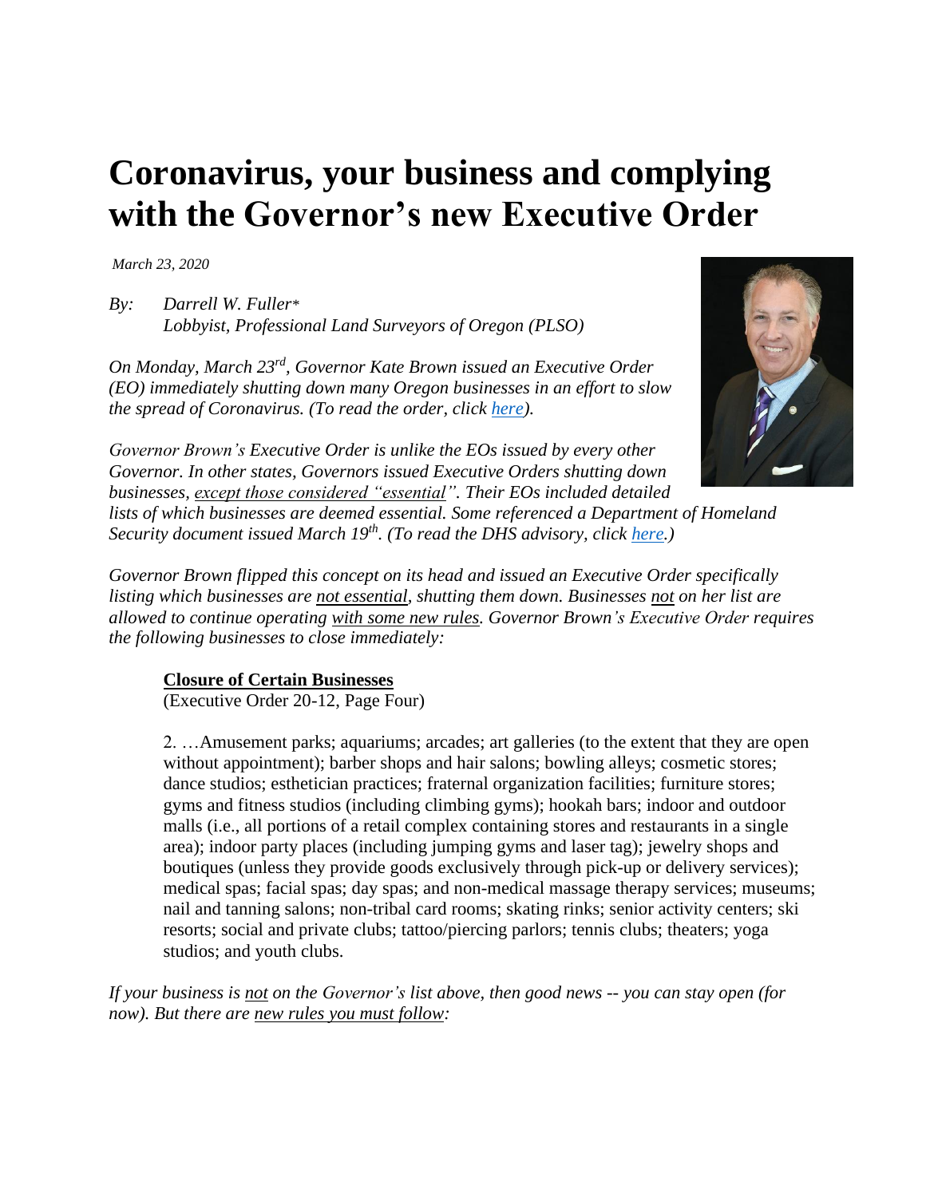# Coronavirus, your business and complying with the Governor's new Executive Order

*March 23, 2020*

*By: Darrell W. Fuller\**
*Lobbyist, Professional Land Surveyors of Oregon (PLSO)*

*On Monday, March 23rd, Governor Kate Brown issued an Executive Order (EO) immediately shutting down many Oregon businesses in an effort to slow the spread of Coronavirus. (To read the order, click [here](here)).*

*Governor Brown's Executive Order is unlike the EOs issued by every other Governor. In other states, Governors issued Executive Orders shutting down businesses, except those considered "essential". Their EOs included detailed lists of which businesses are deemed essential. Some referenced a Department of Homeland Security document issued March 19th. (To read the DHS advisory, click [here](here).)*

*Governor Brown flipped this concept on its head and issued an Executive Order specifically listing which businesses are not essential, shutting them down. Businesses not on her list are allowed to continue operating with some new rules. Governor Brown's Executive Order requires the following businesses to close immediately:*

> **Closure of Certain Businesses**
> (Executive Order 20-12, Page Four)
>
> 2. …Amusement parks; aquariums; arcades; art galleries (to the extent that they are open without appointment); barber shops and hair salons; bowling alleys; cosmetic stores; dance studios; esthetician practices; fraternal organization facilities; furniture stores; gyms and fitness studios (including climbing gyms); hookah bars; indoor and outdoor malls (i.e., all portions of a retail complex containing stores and restaurants in a single area); indoor party places (including jumping gyms and laser tag); jewelry shops and boutiques (unless they provide goods exclusively through pick-up or delivery services); medical spas; facial spas; day spas; and non-medical massage therapy services; museums; nail and tanning salons; non-tribal card rooms; skating rinks; senior activity centers; ski resorts; social and private clubs; tattoo/piercing parlors; tennis clubs; theaters; yoga studios; and youth clubs.

*If your business is not on the Governor's list above, then good news -- you can stay open (for now). But there are new rules you must follow:*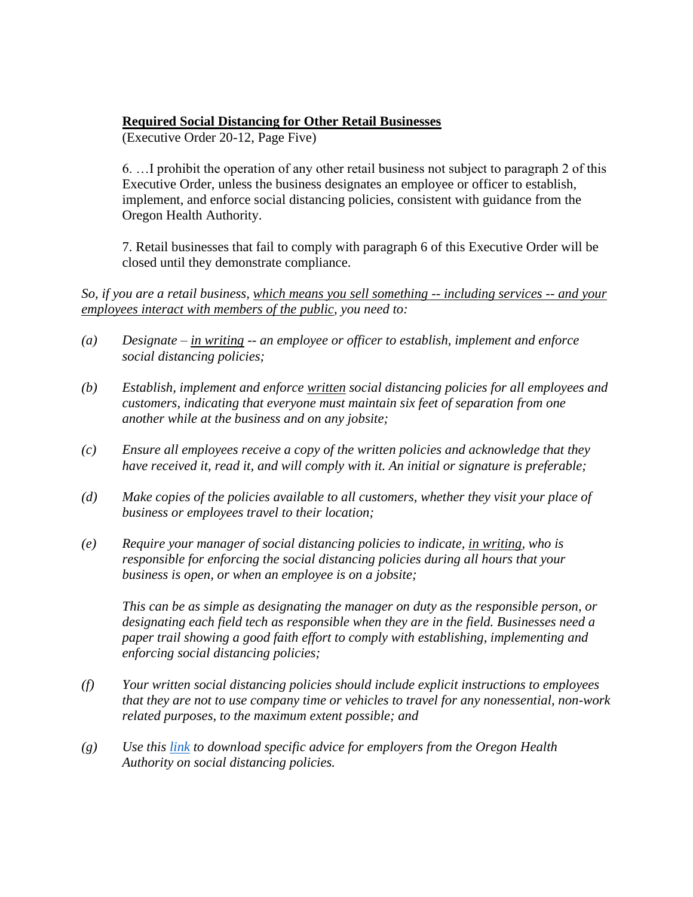**Required Social Distancing for Other Retail Businesses**

(Executive Order 20-12, Page Five)

6. …I prohibit the operation of any other retail business not subject to paragraph 2 of this Executive Order, unless the business designates an employee or officer to establish, implement, and enforce social distancing policies, consistent with guidance from the Oregon Health Authority.

7. Retail businesses that fail to comply with paragraph 6 of this Executive Order will be closed until they demonstrate compliance.

*So, if you are a retail business, which means you sell something -- including services -- and your employees interact with members of the public, you need to:*

*(a) Designate – in writing -- an employee or officer to establish, implement and enforce social distancing policies;*

*(b) Establish, implement and enforce written social distancing policies for all employees and customers, indicating that everyone must maintain six feet of separation from one another while at the business and on any jobsite;*

*(c) Ensure all employees receive a copy of the written policies and acknowledge that they have received it, read it, and will comply with it. An initial or signature is preferable;*

*(d) Make copies of the policies available to all customers, whether they visit your place of business or employees travel to their location;*

*(e) Require your manager of social distancing policies to indicate, in writing, who is responsible for enforcing the social distancing policies during all hours that your business is open, or when an employee is on a jobsite;*

*This can be as simple as designating the manager on duty as the responsible person, or designating each field tech as responsible when they are in the field. Businesses need a paper trail showing a good faith effort to comply with establishing, implementing and enforcing social distancing policies;*

*(f) Your written social distancing policies should include explicit instructions to employees that they are not to use company time or vehicles to travel for any nonessential, non-work related purposes, to the maximum extent possible; and*

*(g) Use this link to download specific advice for employers from the Oregon Health Authority on social distancing policies.*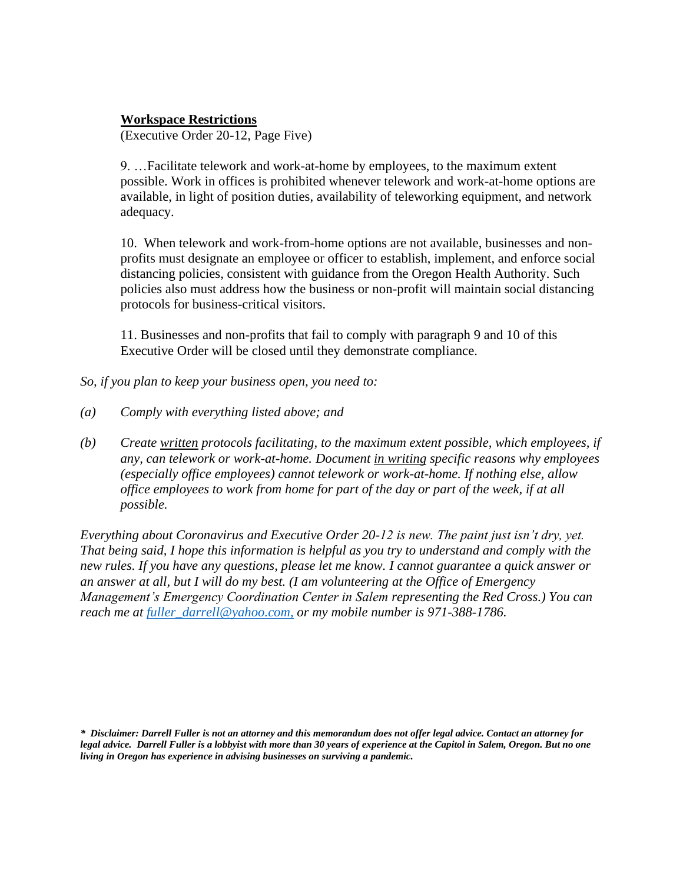**<u>Workspace Restrictions</u>**
(Executive Order 20-12, Page Five)

9. …Facilitate telework and work-at-home by employees, to the maximum extent possible. Work in offices is prohibited whenever telework and work-at-home options are available, in light of position duties, availability of teleworking equipment, and network adequacy.

10. When telework and work-from-home options are not available, businesses and non-profits must designate an employee or officer to establish, implement, and enforce social distancing policies, consistent with guidance from the Oregon Health Authority. Such policies also must address how the business or non-profit will maintain social distancing protocols for business-critical visitors.

11. Businesses and non-profits that fail to comply with paragraph 9 and 10 of this Executive Order will be closed until they demonstrate compliance.

*So, if you plan to keep your business open, you need to:*

*(a) Comply with everything listed above; and*

*(b) Create <u>written</u> protocols facilitating, to the maximum extent possible, which employees, if any, can telework or work-at-home. Document <u>in writing</u> specific reasons why employees (especially office employees) cannot telework or work-at-home. If nothing else, allow office employees to work from home for part of the day or part of the week, if at all possible.*

*Everything about Coronavirus and Executive Order 20-12 is new. The paint just isn't dry, yet. That being said, I hope this information is helpful as you try to understand and comply with the new rules. If you have any questions, please let me know. I cannot guarantee a quick answer or an answer at all, but I will do my best. (I am volunteering at the Office of Emergency Management's Emergency Coordination Center in Salem representing the Red Cross.) You can reach me at fuller_darrell@yahoo.com, or my mobile number is 971-388-1786.*

***\* Disclaimer: Darrell Fuller is not an attorney and this memorandum does not offer legal advice. Contact an attorney for legal advice. Darrell Fuller is a lobbyist with more than 30 years of experience at the Capitol in Salem, Oregon. But no one living in Oregon has experience in advising businesses on surviving a pandemic.***